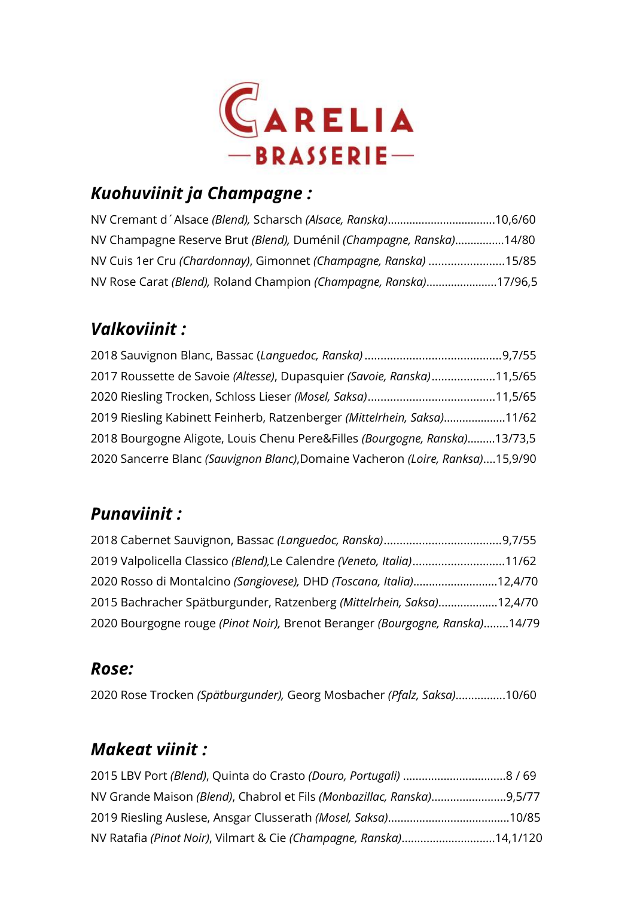# CARELIA

## —BRASSERIE—

## *Kuohuviinit ja Champagne :*

NV Cremant d´Alsace *(Blend),* Scharsch *(Alsace, Ranska)*..................................10,6/60
NV Champagne Reserve Brut *(Blend),* Duménil *(Champagne, Ranska)*................14/80
NV Cuis 1er Cru *(Chardonnay)*, Gimonnet *(Champagne, Ranska)* ........................15/85
NV Rose Carat *(Blend),* Roland Champion *(Champagne, Ranska)*.......................17/96,5

## *Valkoviinit :*

2018 Sauvignon Blanc, Bassac (*Languedoc, Ranska)* ...........................................9,7/55
2017 Roussette de Savoie *(Altesse)*, Dupasquier *(Savoie, Ranska)*....................11,5/65
2020 Riesling Trocken, Schloss Lieser *(Mosel, Saksa)*........................................11,5/65
2019 Riesling Kabinett Feinherb, Ratzenberger *(Mittelrhein, Saksa)*....................11/62
2018 Bourgogne Aligote, Louis Chenu Pere&Filles *(Bourgogne, Ranska)*.........13/73,5
2020 Sancerre Blanc *(Sauvignon Blanc)*,Domaine Vacheron *(Loire, Ranksa)*....15,9/90

## *Punaviinit :*

2018 Cabernet Sauvignon, Bassac *(Languedoc, Ranska)*.....................................9,7/55
2019 Valpolicella Classico *(Blend),*Le Calendre *(Veneto, Italia)*.............................11/62
2020 Rosso di Montalcino *(Sangiovese),* DHD *(Toscana, Italia)*..........................12,4/70
2015 Bachracher Spätburgunder, Ratzenberg *(Mittelrhein, Saksa)*..................12,4/70
2020 Bourgogne rouge *(Pinot Noir),* Brenot Beranger *(Bourgogne, Ranska)*........14/79

## *Rose:*

2020 Rose Trocken *(Spätburgunder),* Georg Mosbacher *(Pfalz, Saksa)*................10/60

## *Makeat viinit :*

2015 LBV Port *(Blend)*, Quinta do Crasto *(Douro, Portugali)* ................................8 / 69
NV Grande Maison *(Blend)*, Chabrol et Fils *(Monbazillac, Ranska)*.......................9,5/77
2019 Riesling Auslese, Ansgar Clusserath *(Mosel, Saksa)*.......................................10/85
NV Ratafia *(Pinot Noir)*, Vilmart & Cie *(Champagne, Ranska)*.............................14,1/120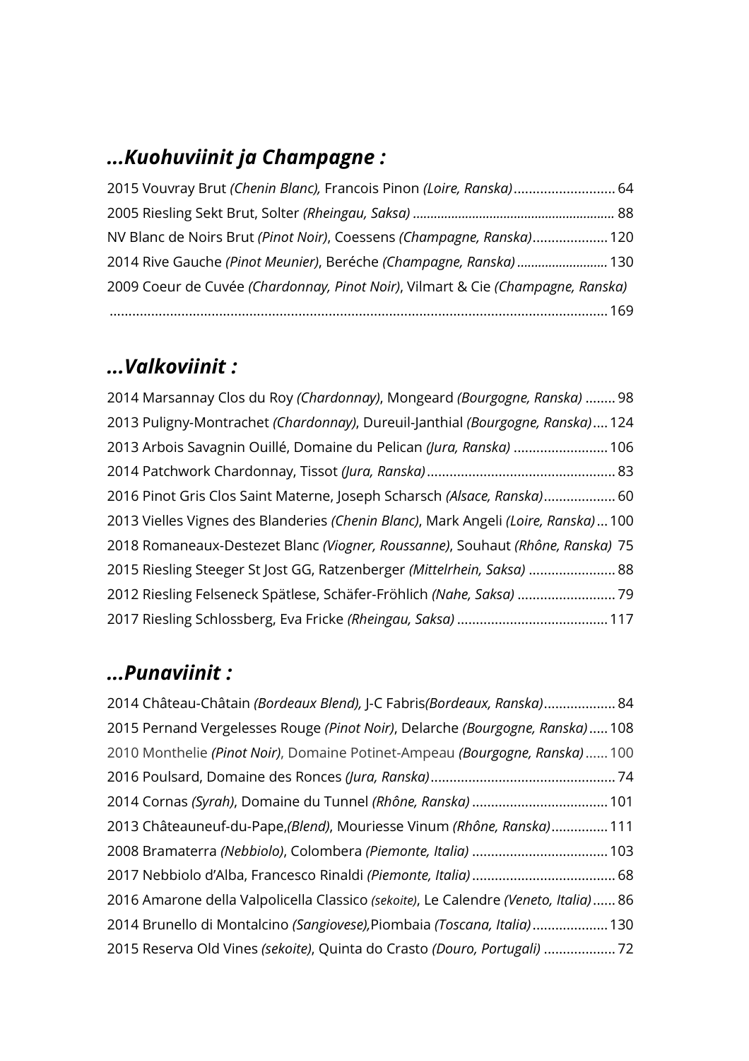## *...Kuohuviinit ja Champagne :*

2015 Vouvray Brut *(Chenin Blanc),* Francois Pinon *(Loire, Ranska)* .......................... 64

2005 Riesling Sekt Brut, Solter *(Rheingau, Saksa)* .......................................................... 88

NV Blanc de Noirs Brut *(Pinot Noir)*, Coessens *(Champagne, Ranska)* .................... 120

2014 Rive Gauche *(Pinot Meunier)*, Beréche *(Champagne, Ranska)* .......................... 130

2009 Coeur de Cuvée *(Chardonnay, Pinot Noir)*, Vilmart & Cie *(Champagne, Ranska)* .................................................................................................................................. 169

## *...Valkoviinit :*

2014 Marsannay Clos du Roy *(Chardonnay)*, Mongeard *(Bourgogne, Ranska)* ........ 98

2013 Puligny-Montrachet *(Chardonnay)*, Dureuil-Janthial *(Bourgogne, Ranska)* .... 124

2013 Arbois Savagnin Ouillé, Domaine du Pelican *(Jura, Ranska)* ......................... 106

2014 Patchwork Chardonnay, Tissot *(Jura, Ranska)* .................................................. 83

2016 Pinot Gris Clos Saint Materne, Joseph Scharsch *(Alsace, Ranska)* ................... 60

2013 Vielles Vignes des Blanderies *(Chenin Blanc)*, Mark Angeli *(Loire, Ranska)* ... 100

2018 Romaneaux-Destezet Blanc *(Viogner, Roussanne)*, Souhaut *(Rhône, Ranska)* 75

2015 Riesling Steeger St Jost GG, Ratzenberger *(Mittelrhein, Saksa)* ....................... 88

2012 Riesling Felseneck Spätlese, Schäfer-Fröhlich *(Nahe, Saksa)* .......................... 79

2017 Riesling Schlossberg, Eva Fricke *(Rheingau, Saksa)* ........................................ 117

## *...Punaviinit :*

2014 Château-Châtain *(Bordeaux Blend),* J-C Fabris*(Bordeaux, Ranska)* ................... 84

2015 Pernand Vergelesses Rouge *(Pinot Noir)*, Delarche *(Bourgogne, Ranska)* ..... 108

2010 Monthelie *(Pinot Noir)*, Domaine Potinet-Ampeau *(Bourgogne, Ranska)* ...... 100

2016 Poulsard, Domaine des Ronces *(Jura, Ranska)* ................................................. 74

2014 Cornas *(Syrah)*, Domaine du Tunnel *(Rhône, Ranska)* .................................... 101

2013 Châteauneuf-du-Pape,*(Blend)*, Mouriesse Vinum *(Rhône, Ranska)* ............... 111

2008 Bramaterra *(Nebbiolo)*, Colombera *(Piemonte, Italia)* .................................... 103

2017 Nebbiolo d'Alba, Francesco Rinaldi *(Piemonte, Italia)* ...................................... 68

2016 Amarone della Valpolicella Classico *(sekoite)*, Le Calendre *(Veneto, Italia)* ...... 86

2014 Brunello di Montalcino *(Sangiovese),*Piombaia *(Toscana, Italia)* .................... 130

2015 Reserva Old Vines *(sekoite)*, Quinta do Crasto *(Douro, Portugali)* ................... 72